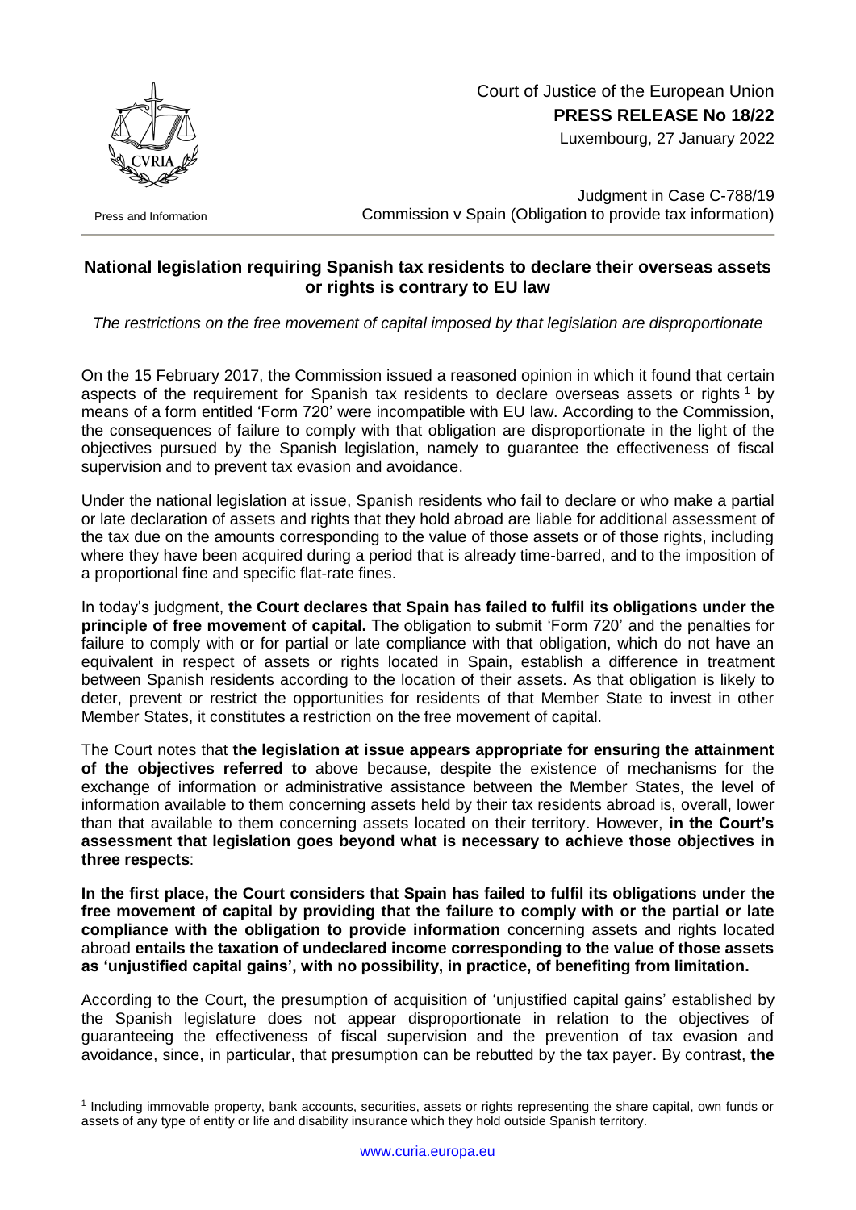Court of Justice of the European Union

**PRESS RELEASE No 18/22**

Luxembourg, 27 January 2022

Press and Information

Judgment in Case C-788/19
Commission v Spain (Obligation to provide tax information)

## National legislation requiring Spanish tax residents to declare their overseas assets or rights is contrary to EU law

*The restrictions on the free movement of capital imposed by that legislation are disproportionate*

On the 15 February 2017, the Commission issued a reasoned opinion in which it found that certain aspects of the requirement for Spanish tax residents to declare overseas assets or rights [1] by means of a form entitled 'Form 720' were incompatible with EU law. According to the Commission, the consequences of failure to comply with that obligation are disproportionate in the light of the objectives pursued by the Spanish legislation, namely to guarantee the effectiveness of fiscal supervision and to prevent tax evasion and avoidance.

Under the national legislation at issue, Spanish residents who fail to declare or who make a partial or late declaration of assets and rights that they hold abroad are liable for additional assessment of the tax due on the amounts corresponding to the value of those assets or of those rights, including where they have been acquired during a period that is already time-barred, and to the imposition of a proportional fine and specific flat-rate fines.

In today's judgment, **the Court declares that Spain has failed to fulfil its obligations under the principle of free movement of capital.** The obligation to submit 'Form 720' and the penalties for failure to comply with or for partial or late compliance with that obligation, which do not have an equivalent in respect of assets or rights located in Spain, establish a difference in treatment between Spanish residents according to the location of their assets. As that obligation is likely to deter, prevent or restrict the opportunities for residents of that Member State to invest in other Member States, it constitutes a restriction on the free movement of capital.

The Court notes that **the legislation at issue appears appropriate for ensuring the attainment of the objectives referred to** above because, despite the existence of mechanisms for the exchange of information or administrative assistance between the Member States, the level of information available to them concerning assets held by their tax residents abroad is, overall, lower than that available to them concerning assets located on their territory. However, **in the Court's assessment that legislation goes beyond what is necessary to achieve those objectives in three respects**:

**In the first place, the Court considers that Spain has failed to fulfil its obligations under the free movement of capital by providing that the failure to comply with or the partial or late compliance with the obligation to provide information** concerning assets and rights located abroad **entails the taxation of undeclared income corresponding to the value of those assets as 'unjustified capital gains', with no possibility, in practice, of benefiting from limitation.**

According to the Court, the presumption of acquisition of 'unjustified capital gains' established by the Spanish legislature does not appear disproportionate in relation to the objectives of guaranteeing the effectiveness of fiscal supervision and the prevention of tax evasion and avoidance, since, in particular, that presumption can be rebutted by the tax payer. By contrast, **the**

[1] Including immovable property, bank accounts, securities, assets or rights representing the share capital, own funds or assets of any type of entity or life and disability insurance which they hold outside Spanish territory.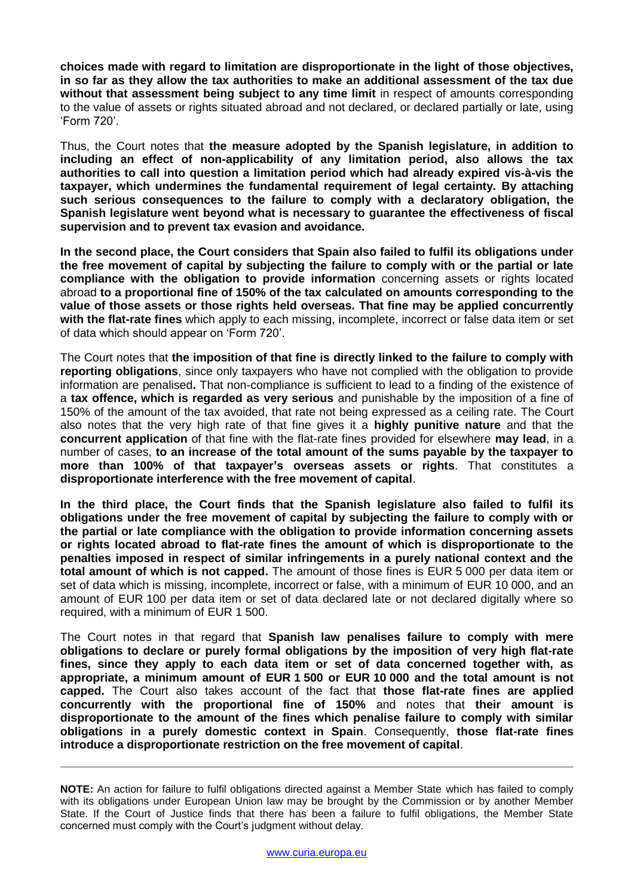**choices made with regard to limitation are disproportionate in the light of those objectives, in so far as they allow the tax authorities to make an additional assessment of the tax due without that assessment being subject to any time limit** in respect of amounts corresponding to the value of assets or rights situated abroad and not declared, or declared partially or late, using 'Form 720'.

Thus, the Court notes that **the measure adopted by the Spanish legislature, in addition to including an effect of non-applicability of any limitation period, also allows the tax authorities to call into question a limitation period which had already expired vis-à-vis the taxpayer, which undermines the fundamental requirement of legal certainty. By attaching such serious consequences to the failure to comply with a declaratory obligation, the Spanish legislature went beyond what is necessary to guarantee the effectiveness of fiscal supervision and to prevent tax evasion and avoidance.**

**In the second place, the Court considers that Spain also failed to fulfil its obligations under the free movement of capital by subjecting the failure to comply with or the partial or late compliance with the obligation to provide information** concerning assets or rights located abroad **to a proportional fine of 150% of the tax calculated on amounts corresponding to the value of those assets or those rights held overseas. That fine may be applied concurrently with the flat-rate fines** which apply to each missing, incomplete, incorrect or false data item or set of data which should appear on 'Form 720'.

The Court notes that **the imposition of that fine is directly linked to the failure to comply with reporting obligations**, since only taxpayers who have not complied with the obligation to provide information are penalised**.** That non-compliance is sufficient to lead to a finding of the existence of a **tax offence, which is regarded as very serious** and punishable by the imposition of a fine of 150% of the amount of the tax avoided, that rate not being expressed as a ceiling rate. The Court also notes that the very high rate of that fine gives it a **highly punitive nature** and that the **concurrent application** of that fine with the flat-rate fines provided for elsewhere **may lead**, in a number of cases, **to an increase of the total amount of the sums payable by the taxpayer to more than 100% of that taxpayer's overseas assets or rights**. That constitutes a **disproportionate interference with the free movement of capital**.

**In the third place, the Court finds that the Spanish legislature also failed to fulfil its obligations under the free movement of capital by subjecting the failure to comply with or the partial or late compliance with the obligation to provide information concerning assets or rights located abroad to flat-rate fines the amount of which is disproportionate to the penalties imposed in respect of similar infringements in a purely national context and the total amount of which is not capped.** The amount of those fines is EUR 5 000 per data item or set of data which is missing, incomplete, incorrect or false, with a minimum of EUR 10 000, and an amount of EUR 100 per data item or set of data declared late or not declared digitally where so required, with a minimum of EUR 1 500.

The Court notes in that regard that **Spanish law penalises failure to comply with mere obligations to declare or purely formal obligations by the imposition of very high flat-rate fines, since they apply to each data item or set of data concerned together with, as appropriate, a minimum amount of EUR 1 500 or EUR 10 000 and the total amount is not capped.** The Court also takes account of the fact that **those flat-rate fines are applied concurrently with the proportional fine of 150%** and notes that **their amount is disproportionate to the amount of the fines which penalise failure to comply with similar obligations in a purely domestic context in Spain**. Consequently, **those flat-rate fines introduce a disproportionate restriction on the free movement of capital**.

---

**NOTE:** An action for failure to fulfil obligations directed against a Member State which has failed to comply with its obligations under European Union law may be brought by the Commission or by another Member State. If the Court of Justice finds that there has been a failure to fulfil obligations, the Member State concerned must comply with the Court's judgment without delay.

www.curia.europa.eu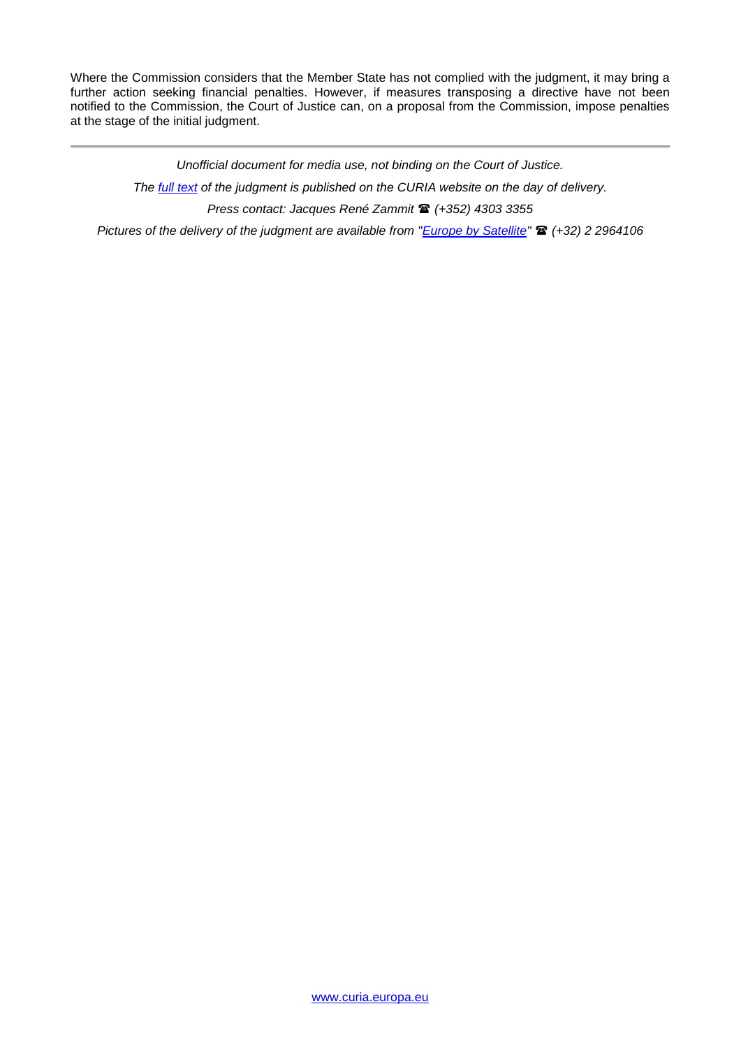Where the Commission considers that the Member State has not complied with the judgment, it may bring a further action seeking financial penalties. However, if measures transposing a directive have not been notified to the Commission, the Court of Justice can, on a proposal from the Commission, impose penalties at the stage of the initial judgment.

---

*Unofficial document for media use, not binding on the Court of Justice.*

*The full text of the judgment is published on the CURIA website on the day of delivery.*

*Press contact: Jacques René Zammit ☎ (+352) 4303 3355*

*Pictures of the delivery of the judgment are available from "Europe by Satellite" ☎ (+32) 2 2964106*

www.curia.europa.eu